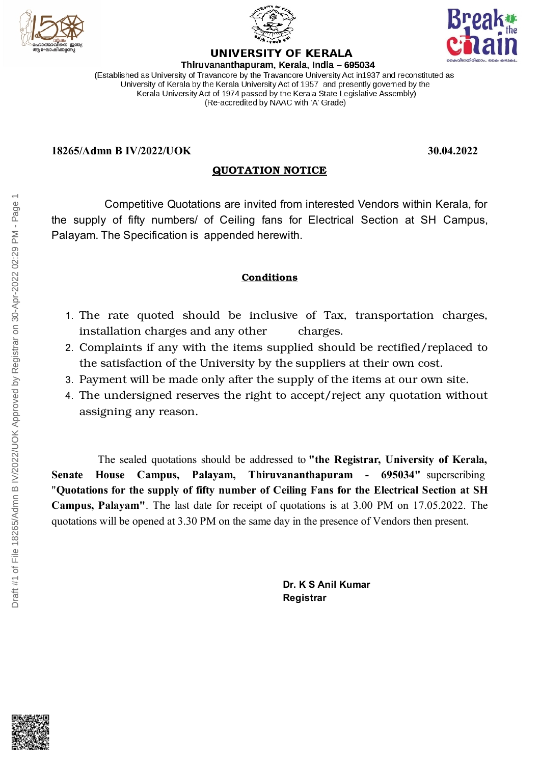# UNIVERSITY OF KERALA

**Thiruvananthapuram, Kerala, India – 695034**

(Established as University of Travancore by the Travancore University Act in1937 and reconstituted as University of Kerala by the Kerala University Act of 1957 and presently governed by the Kerala University Act of 1974 passed by the Kerala State Legislative Assembly)
(Re-accredited by NAAC with 'A' Grade)

**18265/Admn B IV/2022/UOK** **30.04.2022**

## QUOTATION NOTICE

Competitive Quotations are invited from interested Vendors within Kerala, for the supply of fifty numbers/ of Ceiling fans for Electrical Section at SH Campus, Palayam. The Specification is appended herewith.

### Conditions

1. The rate quoted should be inclusive of Tax, transportation charges, installation charges and any other charges.
2. Complaints if any with the items supplied should be rectified/replaced to the satisfaction of the University by the suppliers at their own cost.
3. Payment will be made only after the supply of the items at our own site.
4. The undersigned reserves the right to accept/reject any quotation without assigning any reason.

The sealed quotations should be addressed to **"the Registrar, University of Kerala, Senate House Campus, Palayam, Thiruvananthapuram - 695034"** superscribing **"Quotations for the supply of fifty number of Ceiling Fans for the Electrical Section at SH Campus, Palayam"**. The last date for receipt of quotations is at 3.00 PM on 17.05.2022. The quotations will be opened at 3.30 PM on the same day in the presence of Vendors then present.

**Dr. K S Anil Kumar**
**Registrar**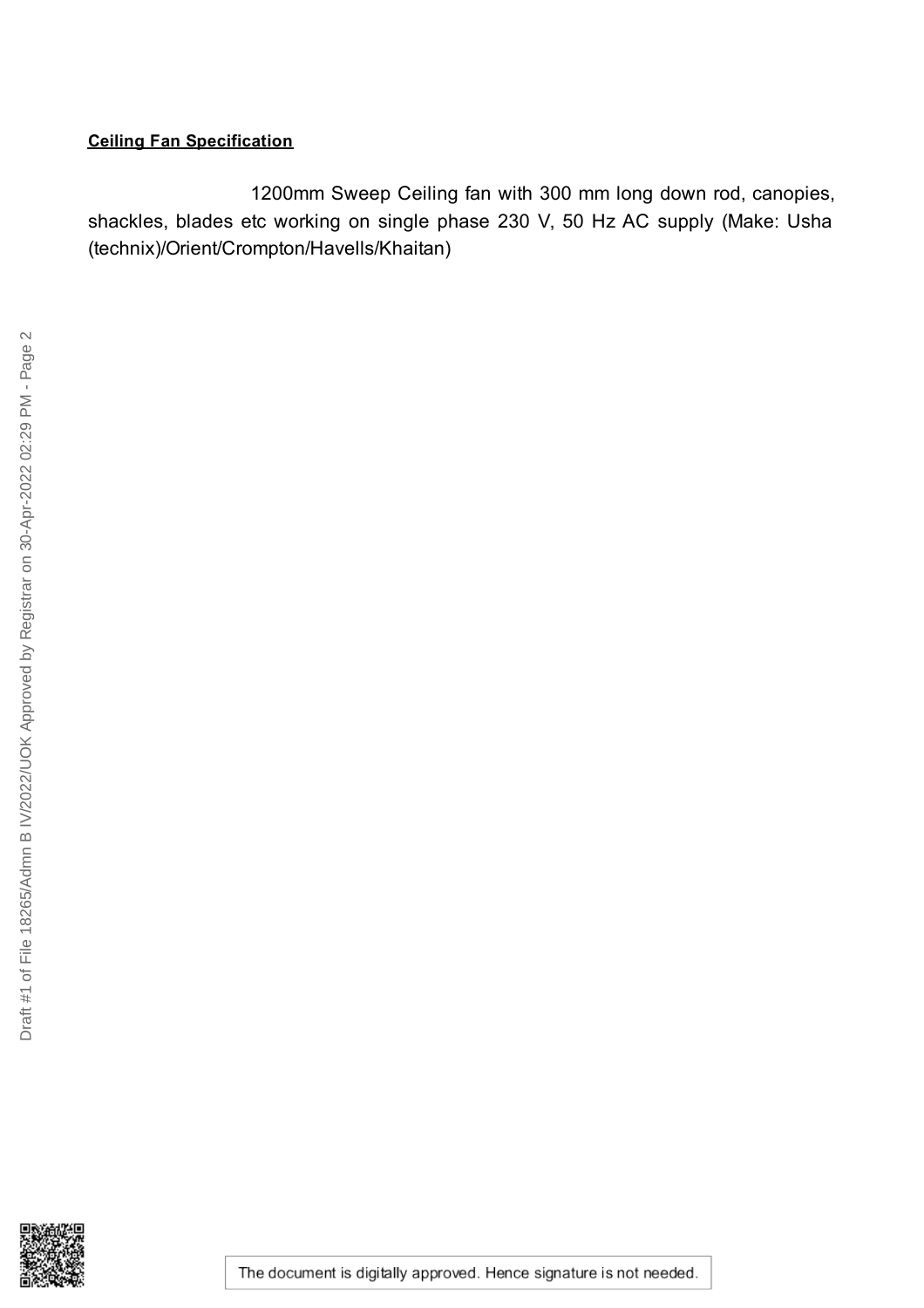**Ceiling Fan Specification**

1200mm Sweep Ceiling fan with 300 mm long down rod, canopies, shackles, blades etc working on single phase 230 V, 50 Hz AC supply (Make: Usha (technix)/Orient/Crompton/Havells/Khaitan)